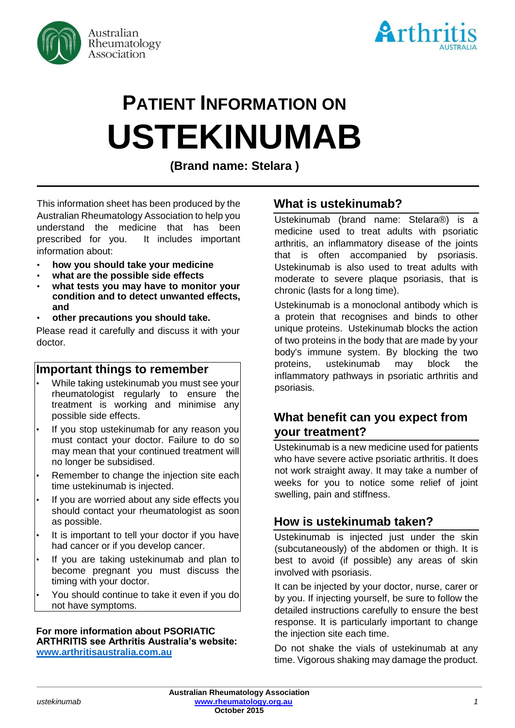Australian Rheumatology Association

Arthritis AUSTRALIA

# PATIENT INFORMATION ON USTEKINUMAB

**(Brand name: Stelara )**

This information sheet has been produced by the Australian Rheumatology Association to help you understand the medicine that has been prescribed for you. It includes important information about:

- **how you should take your medicine**
- **what are the possible side effects**
- **what tests you may have to monitor your condition and to detect unwanted effects, and**
- **other precautions you should take.**

Please read it carefully and discuss it with your doctor.

## Important things to remember

- While taking ustekinumab you must see your rheumatologist regularly to ensure the treatment is working and minimise any possible side effects.
- If you stop ustekinumab for any reason you must contact your doctor. Failure to do so may mean that your continued treatment will no longer be subsidised.
- Remember to change the injection site each time ustekinumab is injected.
- If you are worried about any side effects you should contact your rheumatologist as soon as possible.
- It is important to tell your doctor if you have had cancer or if you develop cancer.
- If you are taking ustekinumab and plan to become pregnant you must discuss the timing with your doctor.
- You should continue to take it even if you do not have symptoms.

**For more information about PSORIATIC ARTHRITIS see Arthritis Australia's website: [www.arthritisaustralia.com.au](http://www.arthritisaustralia.com.au)**

## What is ustekinumab?

Ustekinumab (brand name: Stelara®) is a medicine used to treat adults with psoriatic arthritis, an inflammatory disease of the joints that is often accompanied by psoriasis. Ustekinumab is also used to treat adults with moderate to severe plaque psoriasis, that is chronic (lasts for a long time).

Ustekinumab is a monoclonal antibody which is a protein that recognises and binds to other unique proteins. Ustekinumab blocks the action of two proteins in the body that are made by your body's immune system. By blocking the two proteins, ustekinumab may block the inflammatory pathways in psoriatic arthritis and psoriasis.

## What benefit can you expect from your treatment?

Ustekinumab is a new medicine used for patients who have severe active psoriatic arthritis. It does not work straight away. It may take a number of weeks for you to notice some relief of joint swelling, pain and stiffness.

## How is ustekinumab taken?

Ustekinumab is injected just under the skin (subcutaneously) of the abdomen or thigh. It is best to avoid (if possible) any areas of skin involved with psoriasis.

It can be injected by your doctor, nurse, carer or by you. If injecting yourself, be sure to follow the detailed instructions carefully to ensure the best response. It is particularly important to change the injection site each time.

Do not shake the vials of ustekinumab at any time. Vigorous shaking may damage the product.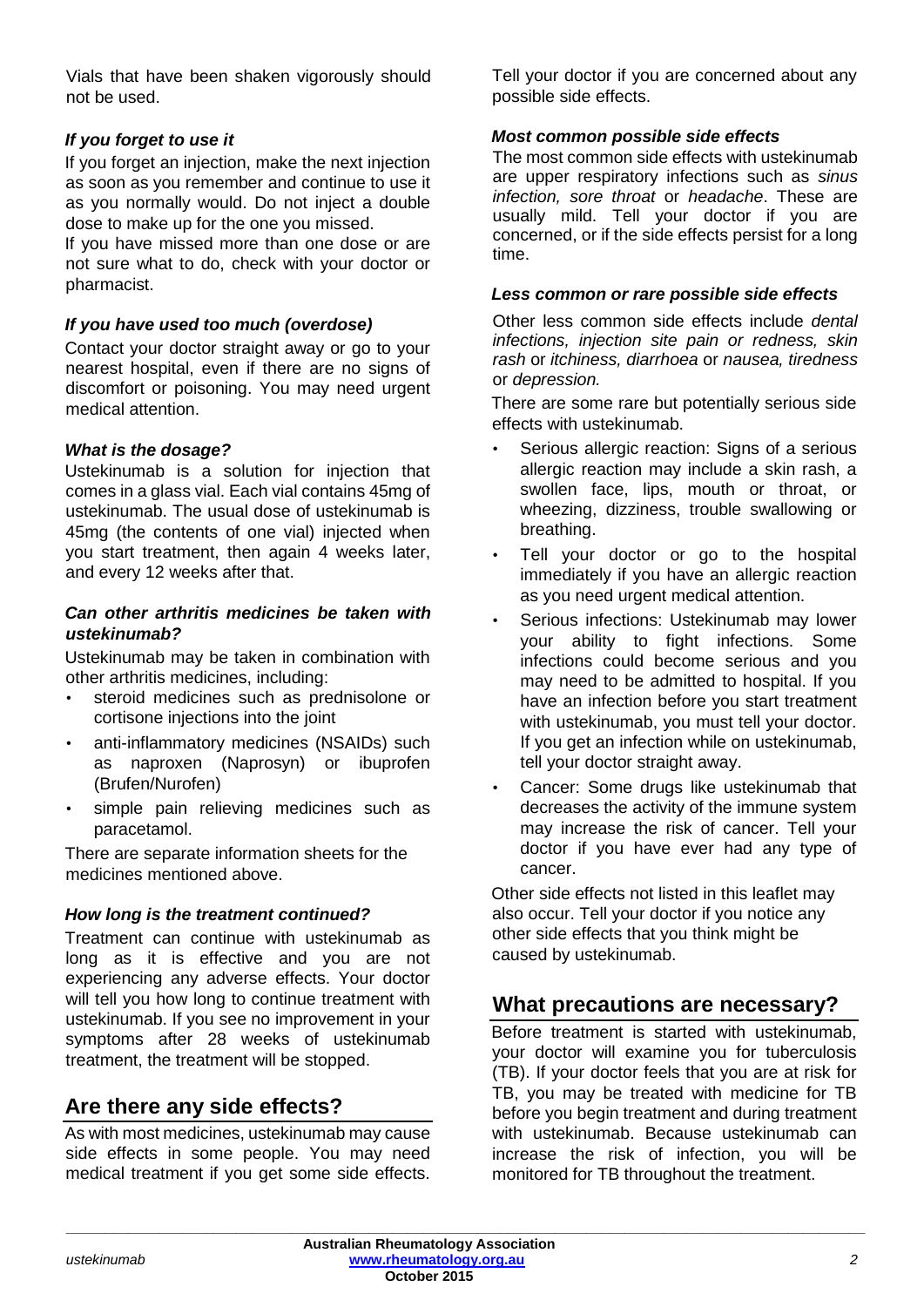Vials that have been shaken vigorously should not be used.

### *If you forget to use it*

If you forget an injection, make the next injection as soon as you remember and continue to use it as you normally would. Do not inject a double dose to make up for the one you missed.

If you have missed more than one dose or are not sure what to do, check with your doctor or pharmacist.

### *If you have used too much (overdose)*

Contact your doctor straight away or go to your nearest hospital, even if there are no signs of discomfort or poisoning. You may need urgent medical attention.

### *What is the dosage?*

Ustekinumab is a solution for injection that comes in a glass vial. Each vial contains 45mg of ustekinumab. The usual dose of ustekinumab is 45mg (the contents of one vial) injected when you start treatment, then again 4 weeks later, and every 12 weeks after that.

### *Can other arthritis medicines be taken with ustekinumab?*

Ustekinumab may be taken in combination with other arthritis medicines, including:

- steroid medicines such as prednisolone or cortisone injections into the joint
- anti-inflammatory medicines (NSAIDs) such as naproxen (Naprosyn) or ibuprofen (Brufen/Nurofen)
- simple pain relieving medicines such as paracetamol.

There are separate information sheets for the medicines mentioned above.

### *How long is the treatment continued?*

Treatment can continue with ustekinumab as long as it is effective and you are not experiencing any adverse effects. Your doctor will tell you how long to continue treatment with ustekinumab. If you see no improvement in your symptoms after 28 weeks of ustekinumab treatment, the treatment will be stopped.

## Are there any side effects?

As with most medicines, ustekinumab may cause side effects in some people. You may need medical treatment if you get some side effects. Tell your doctor if you are concerned about any possible side effects.

### *Most common possible side effects*

The most common side effects with ustekinumab are upper respiratory infections such as *sinus infection, sore throat* or *headache*. These are usually mild. Tell your doctor if you are concerned, or if the side effects persist for a long time.

### *Less common or rare possible side effects*

Other less common side effects include *dental infections, injection site pain or redness, skin rash* or *itchiness, diarrhoea* or *nausea, tiredness* or *depression.*

There are some rare but potentially serious side effects with ustekinumab.

- Serious allergic reaction: Signs of a serious allergic reaction may include a skin rash, a swollen face, lips, mouth or throat, or wheezing, dizziness, trouble swallowing or breathing.
- Tell your doctor or go to the hospital immediately if you have an allergic reaction as you need urgent medical attention.
- Serious infections: Ustekinumab may lower your ability to fight infections. Some infections could become serious and you may need to be admitted to hospital. If you have an infection before you start treatment with ustekinumab, you must tell your doctor. If you get an infection while on ustekinumab, tell your doctor straight away.
- Cancer: Some drugs like ustekinumab that decreases the activity of the immune system may increase the risk of cancer. Tell your doctor if you have ever had any type of cancer.

Other side effects not listed in this leaflet may also occur. Tell your doctor if you notice any other side effects that you think might be caused by ustekinumab.

## What precautions are necessary?

Before treatment is started with ustekinumab, your doctor will examine you for tuberculosis (TB). If your doctor feels that you are at risk for TB, you may be treated with medicine for TB before you begin treatment and during treatment with ustekinumab. Because ustekinumab can increase the risk of infection, you will be monitored for TB throughout the treatment.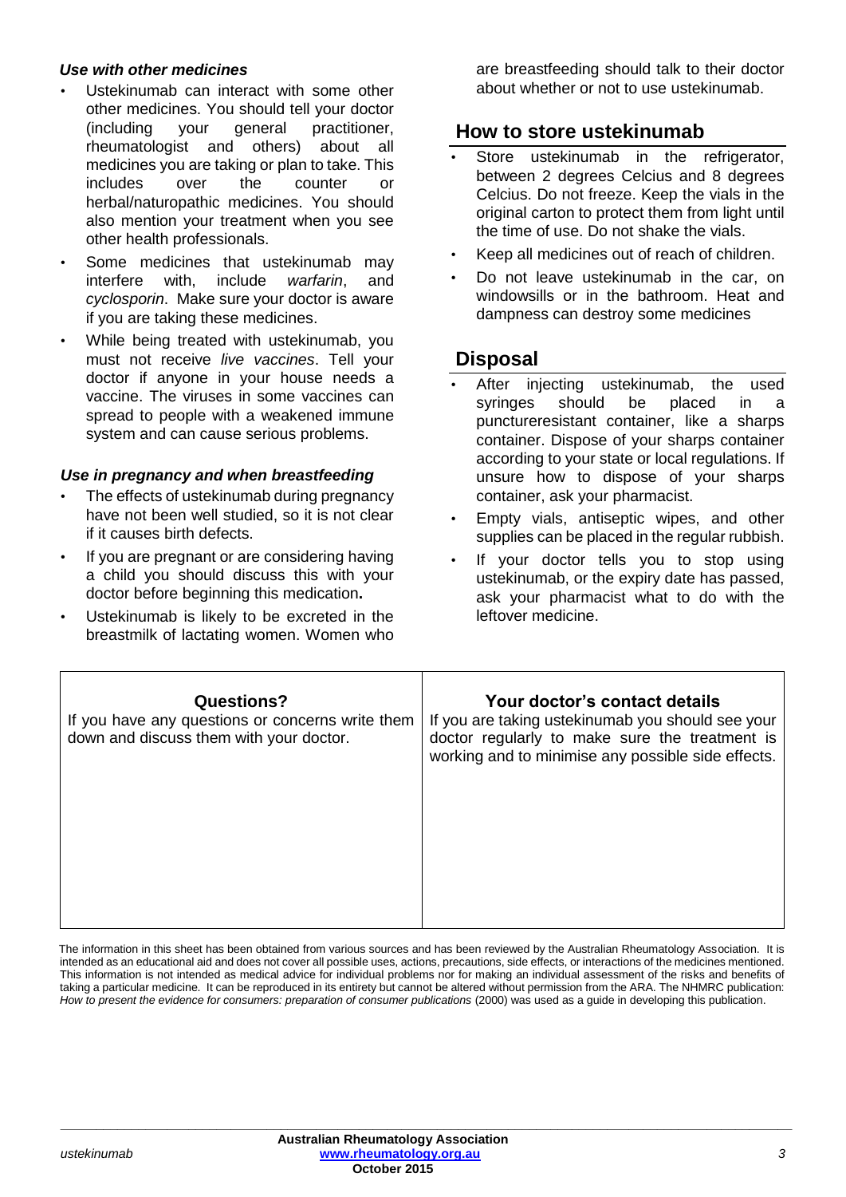### *Use with other medicines*

- Ustekinumab can interact with some other other medicines. You should tell your doctor (including your general practitioner, rheumatologist and others) about all medicines you are taking or plan to take. This includes over the counter or herbal/naturopathic medicines. You should also mention your treatment when you see other health professionals.
- Some medicines that ustekinumab may interfere with, include *warfarin*, and *cyclosporin*. Make sure your doctor is aware if you are taking these medicines.
- While being treated with ustekinumab, you must not receive *live vaccines*. Tell your doctor if anyone in your house needs a vaccine. The viruses in some vaccines can spread to people with a weakened immune system and can cause serious problems.

### *Use in pregnancy and when breastfeeding*

- The effects of ustekinumab during pregnancy have not been well studied, so it is not clear if it causes birth defects.
- If you are pregnant or are considering having a child you should discuss this with your doctor before beginning this medication**.**
- Ustekinumab is likely to be excreted in the breastmilk of lactating women. Women who are breastfeeding should talk to their doctor about whether or not to use ustekinumab.

## How to store ustekinumab

- Store ustekinumab in the refrigerator, between 2 degrees Celcius and 8 degrees Celcius. Do not freeze. Keep the vials in the original carton to protect them from light until the time of use. Do not shake the vials.
- Keep all medicines out of reach of children.
- Do not leave ustekinumab in the car, on windowsills or in the bathroom. Heat and dampness can destroy some medicines

## Disposal

- After injecting ustekinumab, the used syringes should be placed in a punctureresistant container, like a sharps container. Dispose of your sharps container according to your state or local regulations. If unsure how to dispose of your sharps container, ask your pharmacist.
- Empty vials, antiseptic wipes, and other supplies can be placed in the regular rubbish.
- If your doctor tells you to stop using ustekinumab, or the expiry date has passed, ask your pharmacist what to do with the leftover medicine.

| **Questions?** | **Your doctor's contact details** |
| --- | --- |
| If you have any questions or concerns write them down and discuss them with your doctor. | If you are taking ustekinumab you should see your doctor regularly to make sure the treatment is working and to minimise any possible side effects. |

The information in this sheet has been obtained from various sources and has been reviewed by the Australian Rheumatology Association. It is intended as an educational aid and does not cover all possible uses, actions, precautions, side effects, or interactions of the medicines mentioned. This information is not intended as medical advice for individual problems nor for making an individual assessment of the risks and benefits of taking a particular medicine. It can be reproduced in its entirety but cannot be altered without permission from the ARA. The NHMRC publication: *How to present the evidence for consumers: preparation of consumer publications* (2000) was used as a guide in developing this publication.